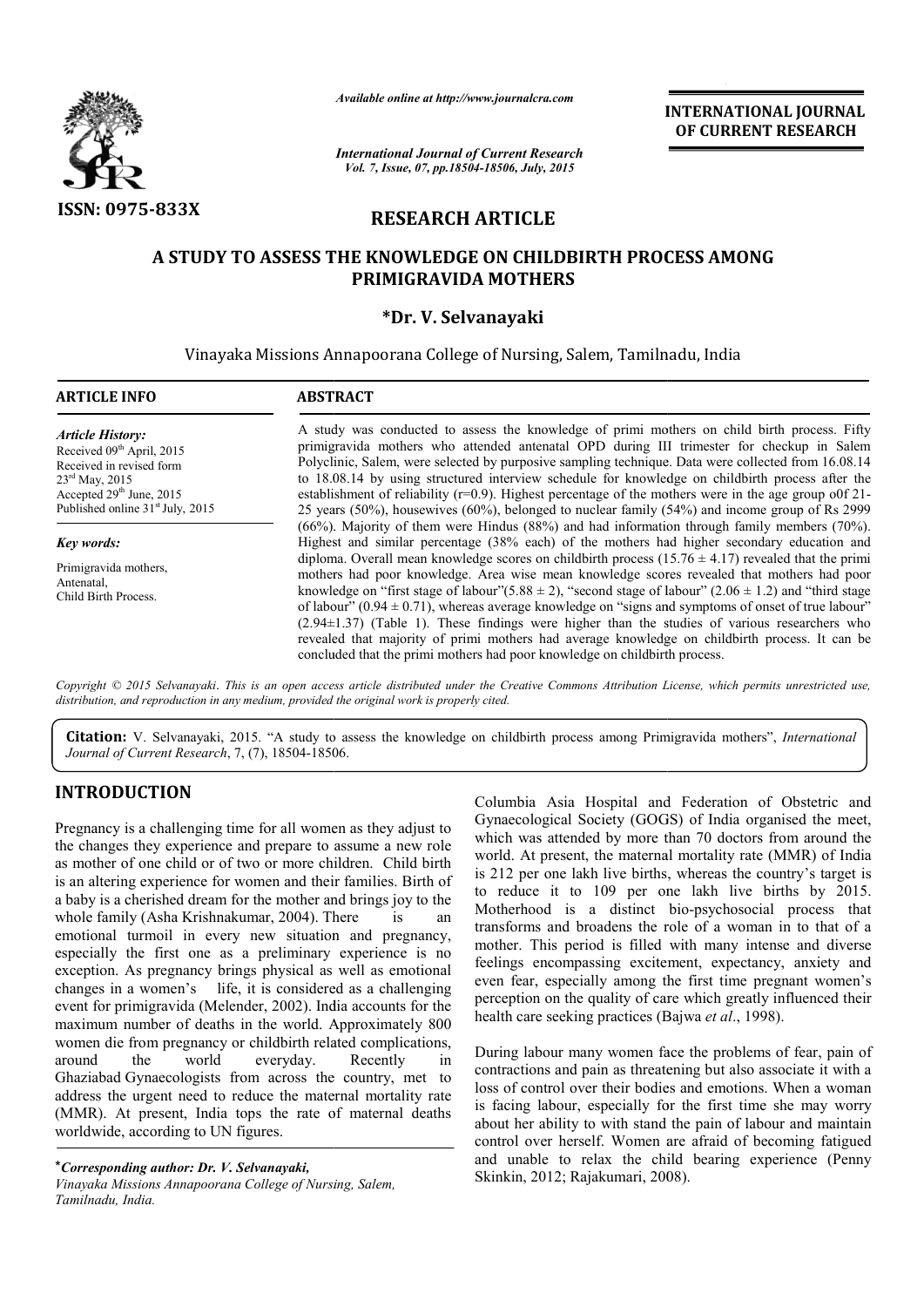**RESEARCH ARTICLE**

# A STUDY TO ASSESS THE KNOWLEDGE ON CHILDBIRTH PROCESS AMONG PRIMIGRAVIDA MOTHERS

**\*Dr. V. Selvanayaki**

Vinayaka Missions Annapoorana College of Nursing, Salem, Tamilnadu, India

**ARTICLE INFO**

*Article History:*
Received 09th April, 2015
Received in revised form
23rd May, 2015
Accepted 29th June, 2015
Published online 31st July, 2015

*Key words:*
Primigravida mothers,
Antenatal,
Child Birth Process.

**ABSTRACT**

A study was conducted to assess the knowledge of primi mothers on child birth process. Fifty primigravida mothers who attended antenatal OPD during III trimester for checkup in Salem Polyclinic, Salem, were selected by purposive sampling technique. Data were collected from 16.08.14 to 18.08.14 by using structured interview schedule for knowledge on childbirth process after the establishment of reliability (r=0.9). Highest percentage of the mothers were in the age group o0f 21-25 years (50%), housewives (60%), belonged to nuclear family (54%) and income group of Rs 2999 (66%). Majority of them were Hindus (88%) and had information through family members (70%). Highest and similar percentage (38% each) of the mothers had higher secondary education and diploma. Overall mean knowledge scores on childbirth process (15.76 ± 4.17) revealed that the primi mothers had poor knowledge. Area wise mean knowledge scores revealed that mothers had poor knowledge on "first stage of labour"(5.88 ± 2), "second stage of labour" (2.06 ± 1.2) and "third stage of labour" (0.94 ± 0.71), whereas average knowledge on "signs and symptoms of onset of true labour" (2.94±1.37) (Table 1). These findings were higher than the studies of various researchers who revealed that majority of primi mothers had average knowledge on childbirth process. It can be concluded that the primi mothers had poor knowledge on childbirth process.

*Copyright © 2015 Selvanayaki. This is an open access article distributed under the Creative Commons Attribution License, which permits unrestricted use, distribution, and reproduction in any medium, provided the original work is properly cited.*

**Citation:** V. Selvanayaki, 2015. "A study to assess the knowledge on childbirth process among Primigravida mothers", *International Journal of Current Research*, 7, (7), 18504-18506.

## INTRODUCTION

Pregnancy is a challenging time for all women as they adjust to the changes they experience and prepare to assume a new role as mother of one child or of two or more children. Child birth is an altering experience for women and their families. Birth of a baby is a cherished dream for the mother and brings joy to the whole family (Asha Krishnakumar, 2004). There is an emotional turmoil in every new situation and pregnancy, especially the first one as a preliminary experience is no exception. As pregnancy brings physical as well as emotional changes in a women's life, it is considered as a challenging event for primigravida (Melender, 2002). India accounts for the maximum number of deaths in the world. Approximately 800 women die from pregnancy or childbirth related complications, around the world everyday. Recently in Ghaziabad Gynaecologists from across the country, met to address the urgent need to reduce the maternal mortality rate (MMR). At present, India tops the rate of maternal deaths worldwide, according to UN figures.

Columbia Asia Hospital and Federation of Obstetric and Gynaecological Society (GOGS) of India organised the meet, which was attended by more than 70 doctors from around the world. At present, the maternal mortality rate (MMR) of India is 212 per one lakh live births, whereas the country's target is to reduce it to 109 per one lakh live births by 2015. Motherhood is a distinct bio-psychosocial process that transforms and broadens the role of a woman in to that of a mother. This period is filled with many intense and diverse feelings encompassing excitement, expectancy, anxiety and even fear, especially among the first time pregnant women's perception on the quality of care which greatly influenced their health care seeking practices (Bajwa *et al*., 1998).

During labour many women face the problems of fear, pain of contractions and pain as threatening but also associate it with a loss of control over their bodies and emotions. When a woman is facing labour, especially for the first time she may worry about her ability to with stand the pain of labour and maintain control over herself. Women are afraid of becoming fatigued and unable to relax the child bearing experience (Penny Skinkin, 2012; Rajakumari, 2008).

**\*Corresponding author: Dr. V. Selvanayaki,**
*Vinayaka Missions Annapoorana College of Nursing, Salem, Tamilnadu, India.*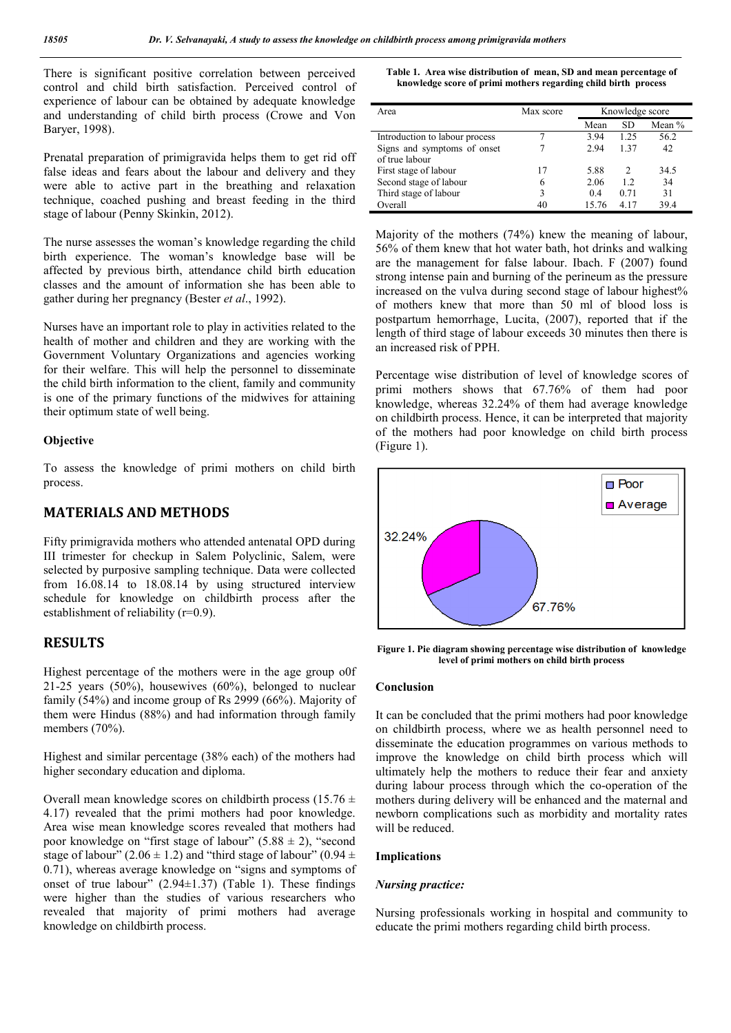There is significant positive correlation between perceived control and child birth satisfaction. Perceived control of experience of labour can be obtained by adequate knowledge and understanding of child birth process (Crowe and Von Baryer, 1998).

Prenatal preparation of primigravida helps them to get rid off false ideas and fears about the labour and delivery and they were able to active part in the breathing and relaxation technique, coached pushing and breast feeding in the third stage of labour (Penny Skinkin, 2012).

The nurse assesses the woman's knowledge regarding the child birth experience. The woman's knowledge base will be affected by previous birth, attendance child birth education classes and the amount of information she has been able to gather during her pregnancy (Bester *et al*., 1992).

Nurses have an important role to play in activities related to the health of mother and children and they are working with the Government Voluntary Organizations and agencies working for their welfare. This will help the personnel to disseminate the child birth information to the client, family and community is one of the primary functions of the midwives for attaining their optimum state of well being.

### Objective

To assess the knowledge of primi mothers on child birth process.

## MATERIALS AND METHODS

Fifty primigravida mothers who attended antenatal OPD during III trimester for checkup in Salem Polyclinic, Salem, were selected by purposive sampling technique. Data were collected from 16.08.14 to 18.08.14 by using structured interview schedule for knowledge on childbirth process after the establishment of reliability (r=0.9).

## RESULTS

Highest percentage of the mothers were in the age group o0f 21-25 years (50%), housewives (60%), belonged to nuclear family (54%) and income group of Rs 2999 (66%). Majority of them were Hindus (88%) and had information through family members (70%).

Highest and similar percentage (38% each) of the mothers had higher secondary education and diploma.

Overall mean knowledge scores on childbirth process (15.76 ± 4.17) revealed that the primi mothers had poor knowledge. Area wise mean knowledge scores revealed that mothers had poor knowledge on "first stage of labour" (5.88 ± 2), "second stage of labour" (2.06 ± 1.2) and "third stage of labour" (0.94 ± 0.71), whereas average knowledge on "signs and symptoms of onset of true labour" (2.94±1.37) (Table 1). These findings were higher than the studies of various researchers who revealed that majority of primi mothers had average knowledge on childbirth process.

**Table 1. Area wise distribution of mean, SD and mean percentage of knowledge score of primi mothers regarding child birth process**

| Area | Max score | Knowledge score | | |
|---|---|---|---|---|
| | | Mean | SD | Mean % |
| Introduction to labour process | 7 | 3.94 | 1.25 | 56.2 |
| Signs and symptoms of onset of true labour | 7 | 2.94 | 1.37 | 42 |
| First stage of labour | 17 | 5.88 | 2 | 34.5 |
| Second stage of labour | 6 | 2.06 | 1.2 | 34 |
| Third stage of labour | 3 | 0.4 | 0.71 | 31 |
| Overall | 40 | 15.76 | 4.17 | 39.4 |

Majority of the mothers (74%) knew the meaning of labour, 56% of them knew that hot water bath, hot drinks and walking are the management for false labour. Ibach. F (2007) found strong intense pain and burning of the perineum as the pressure increased on the vulva during second stage of labour highest% of mothers knew that more than 50 ml of blood loss is postpartum hemorrhage, Lucita, (2007), reported that if the length of third stage of labour exceeds 30 minutes then there is an increased risk of PPH.

Percentage wise distribution of level of knowledge scores of primi mothers shows that 67.76% of them had poor knowledge, whereas 32.24% of them had average knowledge on childbirth process. Hence, it can be interpreted that majority of the mothers had poor knowledge on child birth process (Figure 1).

**Figure 1. Pie diagram showing percentage wise distribution of knowledge level of primi mothers on child birth process**

### Conclusion

It can be concluded that the primi mothers had poor knowledge on childbirth process, where we as health personnel need to disseminate the education programmes on various methods to improve the knowledge on child birth process which will ultimately help the mothers to reduce their fear and anxiety during labour process through which the co-operation of the mothers during delivery will be enhanced and the maternal and newborn complications such as morbidity and mortality rates will be reduced.

### Implications

#### *Nursing practice:*

Nursing professionals working in hospital and community to educate the primi mothers regarding child birth process.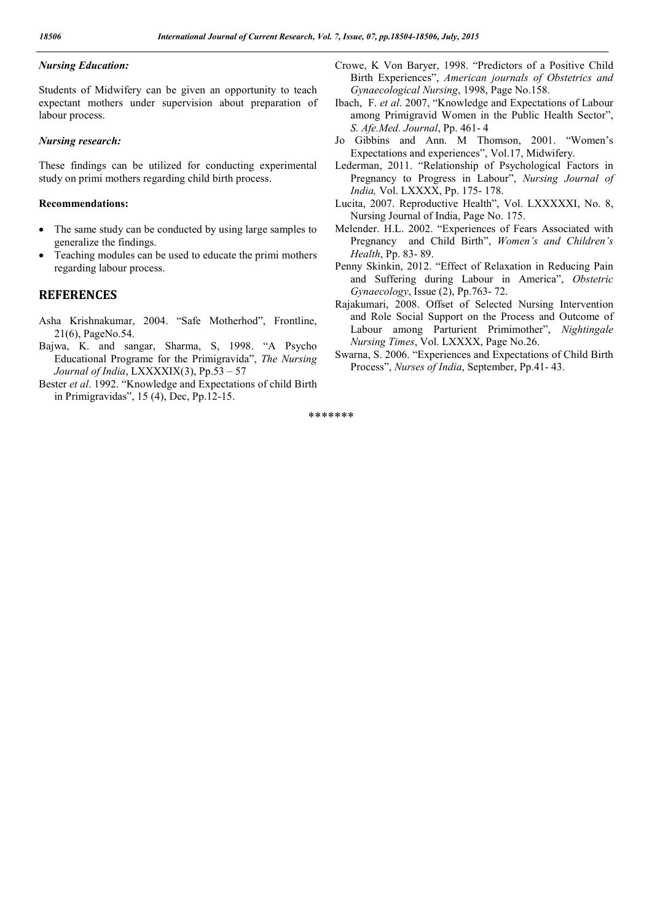### *Nursing Education:*

Students of Midwifery can be given an opportunity to teach expectant mothers under supervision about preparation of labour process.

### *Nursing research:*

These findings can be utilized for conducting experimental study on primi mothers regarding child birth process.

### Recommendations:

- The same study can be conducted by using large samples to generalize the findings.
- Teaching modules can be used to educate the primi mothers regarding labour process.

## REFERENCES

Asha Krishnakumar, 2004. "Safe Motherhod", Frontline, 21(6), PageNo.54.

Bajwa, K. and sangar, Sharma, S, 1998. "A Psycho Educational Programe for the Primigravida", *The Nursing Journal of India*, LXXXXIX(3), Pp.53 – 57

Bester *et al*. 1992. "Knowledge and Expectations of child Birth in Primigravidas", 15 (4), Dec, Pp.12-15.

Crowe, K Von Baryer, 1998. "Predictors of a Positive Child Birth Experiences", *American journals of Obstetrics and Gynaecological Nursing*, 1998, Page No.158.

Ibach, F. *et al*. 2007, "Knowledge and Expectations of Labour among Primigravid Women in the Public Health Sector", *S. Afe.Med. Journal*, Pp. 461- 4

Jo Gibbins and Ann. M Thomson, 2001. "Women's Expectations and experiences", Vol.17, Midwifery.

Lederman, 2011. "Relationship of Psychological Factors in Pregnancy to Progress in Labour", *Nursing Journal of India,* Vol. LXXXX, Pp. 175- 178.

Lucita, 2007. Reproductive Health", Vol. LXXXXXI, No. 8, Nursing Journal of India, Page No. 175.

Melender. H.L. 2002. "Experiences of Fears Associated with Pregnancy and Child Birth", *Women's and Children's Health*, Pp. 83- 89.

Penny Skinkin, 2012. "Effect of Relaxation in Reducing Pain and Suffering during Labour in America", *Obstetric Gynaecology*, Issue (2), Pp.763- 72.

Rajakumari, 2008. Offset of Selected Nursing Intervention and Role Social Support on the Process and Outcome of Labour among Parturient Primimother", *Nightingale Nursing Times*, Vol. LXXXX, Page No.26.

Swarna, S. 2006. "Experiences and Expectations of Child Birth Process", *Nurses of India*, September, Pp.41- 43.

*******